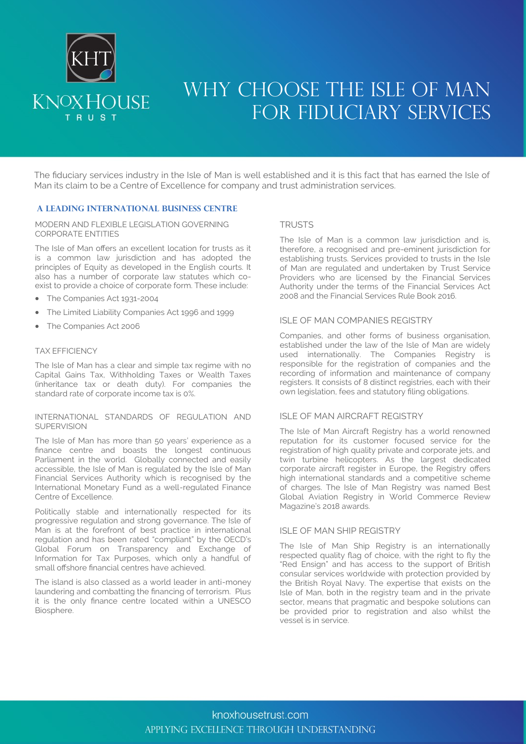# WHY CHOOSE THE ISLE OF MAN FOR FIDUCIARY SERVICES

The fiduciary services industry in the Isle of Man is well established and it is this fact that has earned the Isle of Man its claim to be a Centre of Excellence for company and trust administration services.

## A LEADING INTERNATIONAL BUSINESS CENTRE

### MODERN AND FLEXIBLE LEGISLATION GOVERNING CORPORATE ENTITIES

The Isle of Man offers an excellent location for trusts as it is a common law jurisdiction and has adopted the principles of Equity as developed in the English courts. It also has a number of corporate law statutes which co-exist to provide a choice of corporate form. These include:

- The Companies Act 1931-2004
- The Limited Liability Companies Act 1996 and 1999
- The Companies Act 2006

### TAX EFFICIENCY

The Isle of Man has a clear and simple tax regime with no Capital Gains Tax, Withholding Taxes or Wealth Taxes (inheritance tax or death duty). For companies the standard rate of corporate income tax is 0%.

### INTERNATIONAL STANDARDS OF REGULATION AND SUPERVISION

The Isle of Man has more than 50 years' experience as a finance centre and boasts the longest continuous Parliament in the world. Globally connected and easily accessible, the Isle of Man is regulated by the Isle of Man Financial Services Authority which is recognised by the International Monetary Fund as a well-regulated Finance Centre of Excellence.

Politically stable and internationally respected for its progressive regulation and strong governance. The Isle of Man is at the forefront of best practice in international regulation and has been rated "compliant" by the OECD's Global Forum on Transparency and Exchange of Information for Tax Purposes, which only a handful of small offshore financial centres have achieved.

The island is also classed as a world leader in anti-money laundering and combatting the financing of terrorism. Plus it is the only finance centre located within a UNESCO Biosphere.

### TRUSTS

The Isle of Man is a common law jurisdiction and is, therefore, a recognised and pre-eminent jurisdiction for establishing trusts. Services provided to trusts in the Isle of Man are regulated and undertaken by Trust Service Providers who are licensed by the Financial Services Authority under the terms of the Financial Services Act 2008 and the Financial Services Rule Book 2016.

### ISLE OF MAN COMPANIES REGISTRY

Companies, and other forms of business organisation, established under the law of the Isle of Man are widely used internationally. The Companies Registry is responsible for the registration of companies and the recording of information and maintenance of company registers. It consists of 8 distinct registries, each with their own legislation, fees and statutory filing obligations.

### ISLE OF MAN AIRCRAFT REGISTRY

The Isle of Man Aircraft Registry has a world renowned reputation for its customer focused service for the registration of high quality private and corporate jets, and twin turbine helicopters. As the largest dedicated corporate aircraft register in Europe, the Registry offers high international standards and a competitive scheme of charges. The Isle of Man Registry was named Best Global Aviation Registry in World Commerce Review Magazine's 2018 awards.

### ISLE OF MAN SHIP REGISTRY

The Isle of Man Ship Registry is an internationally respected quality flag of choice, with the right to fly the "Red Ensign" and has access to the support of British consular services worldwide with protection provided by the British Royal Navy. The expertise that exists on the Isle of Man, both in the registry team and in the private sector, means that pragmatic and bespoke solutions can be provided prior to registration and also whilst the vessel is in service.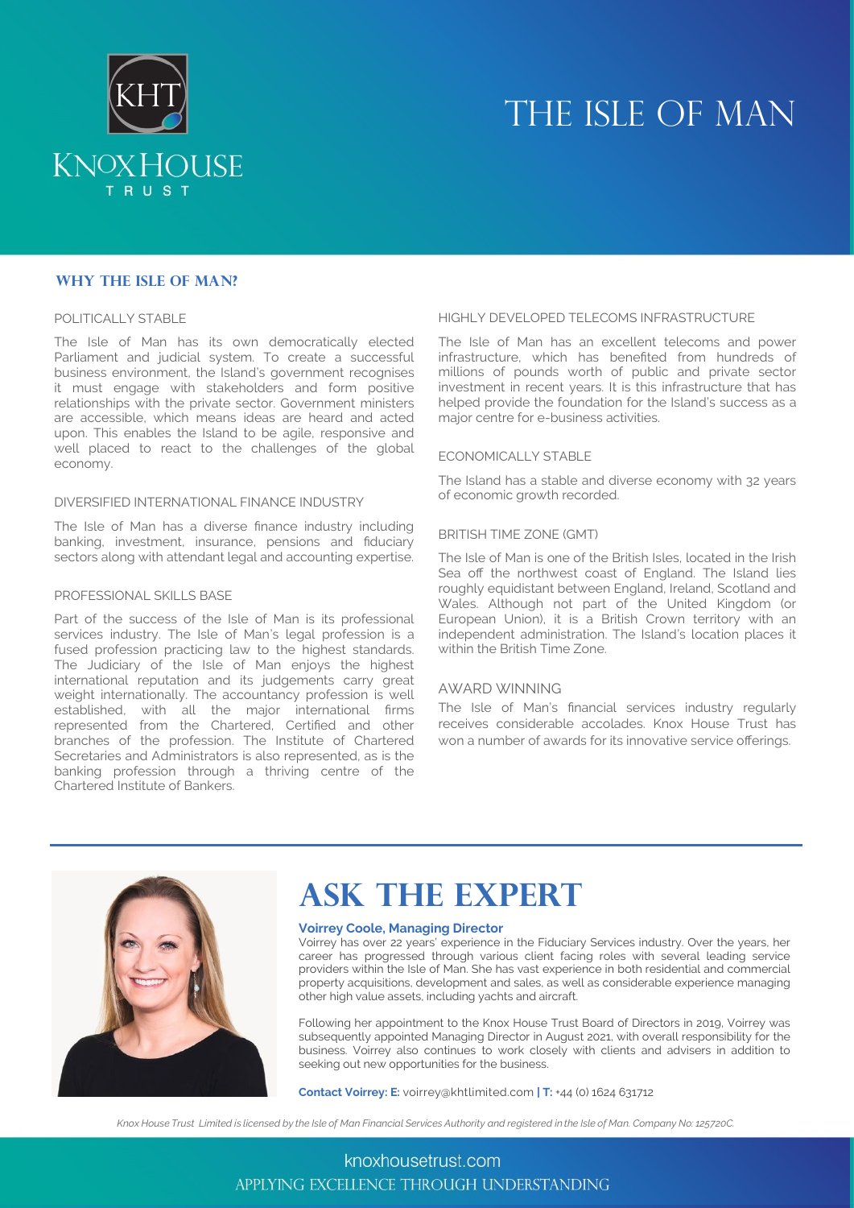# THE ISLE OF MAN

KNOX HOUSE TRUST

## WHY THE ISLE OF MAN?

### POLITICALLY STABLE

The Isle of Man has its own democratically elected Parliament and judicial system. To create a successful business environment, the Island's government recognises it must engage with stakeholders and form positive relationships with the private sector. Government ministers are accessible, which means ideas are heard and acted upon. This enables the Island to be agile, responsive and well placed to react to the challenges of the global economy.

### DIVERSIFIED INTERNATIONAL FINANCE INDUSTRY

The Isle of Man has a diverse finance industry including banking, investment, insurance, pensions and fiduciary sectors along with attendant legal and accounting expertise.

### PROFESSIONAL SKILLS BASE

Part of the success of the Isle of Man is its professional services industry. The Isle of Man's legal profession is a fused profession practicing law to the highest standards. The Judiciary of the Isle of Man enjoys the highest international reputation and its judgements carry great weight internationally. The accountancy profession is well established, with all the major international firms represented from the Chartered, Certified and other branches of the profession. The Institute of Chartered Secretaries and Administrators is also represented, as is the banking profession through a thriving centre of the Chartered Institute of Bankers.

### HIGHLY DEVELOPED TELECOMS INFRASTRUCTURE

The Isle of Man has an excellent telecoms and power infrastructure, which has benefited from hundreds of millions of pounds worth of public and private sector investment in recent years. It is this infrastructure that has helped provide the foundation for the Island's success as a major centre for e-business activities.

### ECONOMICALLY STABLE

The Island has a stable and diverse economy with 32 years of economic growth recorded.

### BRITISH TIME ZONE (GMT)

The Isle of Man is one of the British Isles, located in the Irish Sea off the northwest coast of England. The Island lies roughly equidistant between England, Ireland, Scotland and Wales. Although not part of the United Kingdom (or European Union), it is a British Crown territory with an independent administration. The Island's location places it within the British Time Zone.

### AWARD WINNING

The Isle of Man's financial services industry regularly receives considerable accolades. Knox House Trust has won a number of awards for its innovative service offerings.

## ASK THE EXPERT

**Voirrey Coole, Managing Director**

Voirrey has over 22 years' experience in the Fiduciary Services industry. Over the years, her career has progressed through various client facing roles with several leading service providers within the Isle of Man. She has vast experience in both residential and commercial property acquisitions, development and sales, as well as considerable experience managing other high value assets, including yachts and aircraft.

Following her appointment to the Knox House Trust Board of Directors in 2019, Voirrey was subsequently appointed Managing Director in August 2021, with overall responsibility for the business. Voirrey also continues to work closely with clients and advisers in addition to seeking out new opportunities for the business.

**Contact Voirrey: E:** voirrey@khtlimited.com **| T:** +44 (0) 1624 631712

*Knox House Trust Limited is licensed by the Isle of Man Financial Services Authority and registered in the Isle of Man. Company No: 125720C.*

knoxhousetrust.com

APPLYING EXCELLENCE THROUGH UNDERSTANDING